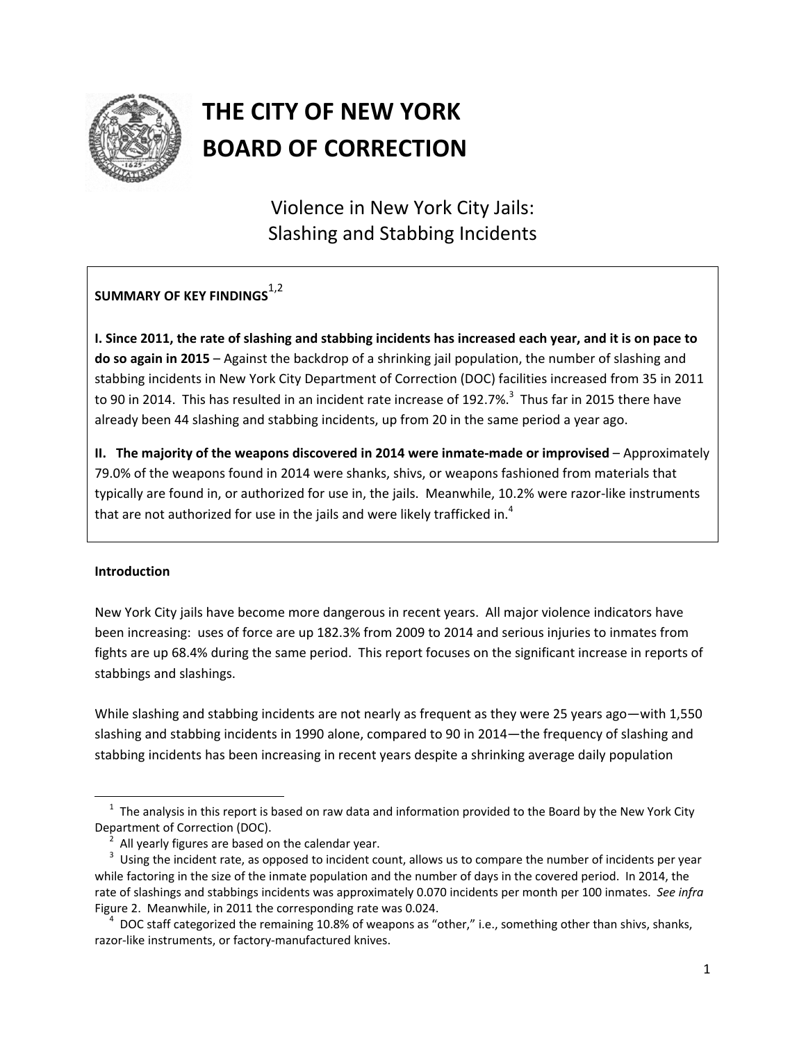# THE CITY OF NEW YORK
# BOARD OF CORRECTION

## Violence in New York City Jails: Slashing and Stabbing Incidents

**SUMMARY OF KEY FINDINGS**[1,2]

**I. Since 2011, the rate of slashing and stabbing incidents has increased each year, and it is on pace to do so again in 2015** – Against the backdrop of a shrinking jail population, the number of slashing and stabbing incidents in New York City Department of Correction (DOC) facilities increased from 35 in 2011 to 90 in 2014. This has resulted in an incident rate increase of 192.7%.[3] Thus far in 2015 there have already been 44 slashing and stabbing incidents, up from 20 in the same period a year ago.

**II. The majority of the weapons discovered in 2014 were inmate-made or improvised** – Approximately 79.0% of the weapons found in 2014 were shanks, shivs, or weapons fashioned from materials that typically are found in, or authorized for use in, the jails. Meanwhile, 10.2% were razor-like instruments that are not authorized for use in the jails and were likely trafficked in.[4]

**Introduction**

New York City jails have become more dangerous in recent years. All major violence indicators have been increasing: uses of force are up 182.3% from 2009 to 2014 and serious injuries to inmates from fights are up 68.4% during the same period. This report focuses on the significant increase in reports of stabbings and slashings.

While slashing and stabbing incidents are not nearly as frequent as they were 25 years ago—with 1,550 slashing and stabbing incidents in 1990 alone, compared to 90 in 2014—the frequency of slashing and stabbing incidents has been increasing in recent years despite a shrinking average daily population

---

[1] The analysis in this report is based on raw data and information provided to the Board by the New York City Department of Correction (DOC).

[2] All yearly figures are based on the calendar year.

[3] Using the incident rate, as opposed to incident count, allows us to compare the number of incidents per year while factoring in the size of the inmate population and the number of days in the covered period. In 2014, the rate of slashings and stabbings incidents was approximately 0.070 incidents per month per 100 inmates. *See infra* Figure 2. Meanwhile, in 2011 the corresponding rate was 0.024.

[4] DOC staff categorized the remaining 10.8% of weapons as "other," i.e., something other than shivs, shanks, razor-like instruments, or factory-manufactured knives.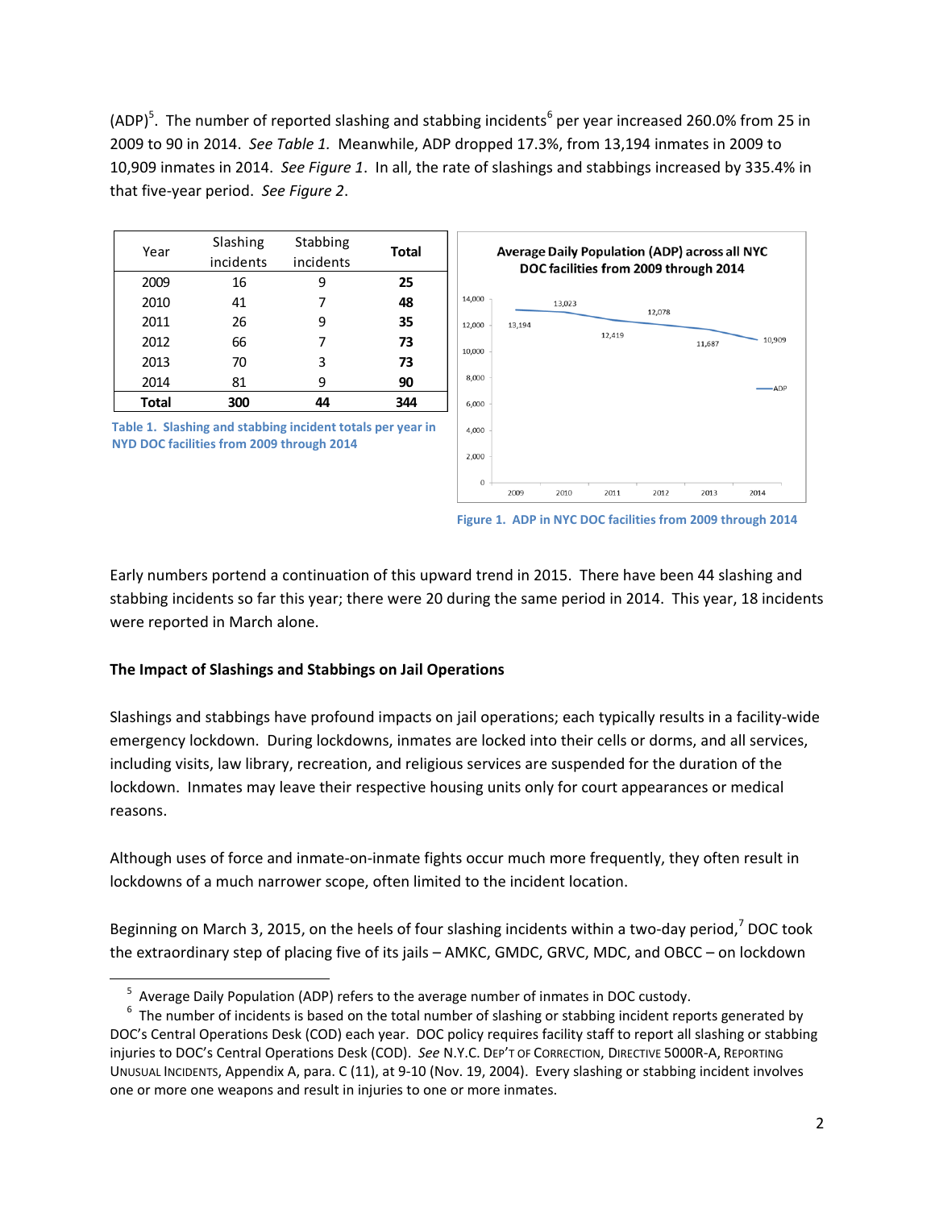(ADP)[5]. The number of reported slashing and stabbing incidents[6] per year increased 260.0% from 25 in 2009 to 90 in 2014. *See Table 1.* Meanwhile, ADP dropped 17.3%, from 13,194 inmates in 2009 to 10,909 inmates in 2014. *See Figure 1*. In all, the rate of slashings and stabbings increased by 335.4% in that five-year period. *See Figure 2*.

| Year | Slashing incidents | Stabbing incidents | **Total** |
|---|---|---|---|
| 2009 | 16 | 9 | **25** |
| 2010 | 41 | 7 | **48** |
| 2011 | 26 | 9 | **35** |
| 2012 | 66 | 7 | **73** |
| 2013 | 70 | 3 | **73** |
| 2014 | 81 | 9 | **90** |
| **Total** | **300** | **44** | **344** |

**Table 1. Slashing and stabbing incident totals per year in NYD DOC facilities from 2009 through 2014**

**Average Daily Population (ADP) across all NYC DOC facilities from 2009 through 2014**

| Year | ADP |
|---|---|
| 2009 | 13,194 |
| 2010 | 13,023 |
| 2011 | 12,419 |
| 2012 | 12,078 |
| 2013 | 11,687 |
| 2014 | 10,909 |

**Figure 1. ADP in NYC DOC facilities from 2009 through 2014**

Early numbers portend a continuation of this upward trend in 2015. There have been 44 slashing and stabbing incidents so far this year; there were 20 during the same period in 2014. This year, 18 incidents were reported in March alone.

**The Impact of Slashings and Stabbings on Jail Operations**

Slashings and stabbings have profound impacts on jail operations; each typically results in a facility-wide emergency lockdown. During lockdowns, inmates are locked into their cells or dorms, and all services, including visits, law library, recreation, and religious services are suspended for the duration of the lockdown. Inmates may leave their respective housing units only for court appearances or medical reasons.

Although uses of force and inmate-on-inmate fights occur much more frequently, they often result in lockdowns of a much narrower scope, often limited to the incident location.

Beginning on March 3, 2015, on the heels of four slashing incidents within a two-day period,[7] DOC took the extraordinary step of placing five of its jails – AMKC, GMDC, GRVC, MDC, and OBCC – on lockdown

---

[5] Average Daily Population (ADP) refers to the average number of inmates in DOC custody.

[6] The number of incidents is based on the total number of slashing or stabbing incident reports generated by DOC's Central Operations Desk (COD) each year. DOC policy requires facility staff to report all slashing or stabbing injuries to DOC's Central Operations Desk (COD). *See* N.Y.C. DEP'T OF CORRECTION, DIRECTIVE 5000R-A, REPORTING UNUSUAL INCIDENTS, Appendix A, para. C (11), at 9-10 (Nov. 19, 2004). Every slashing or stabbing incident involves one or more one weapons and result in injuries to one or more inmates.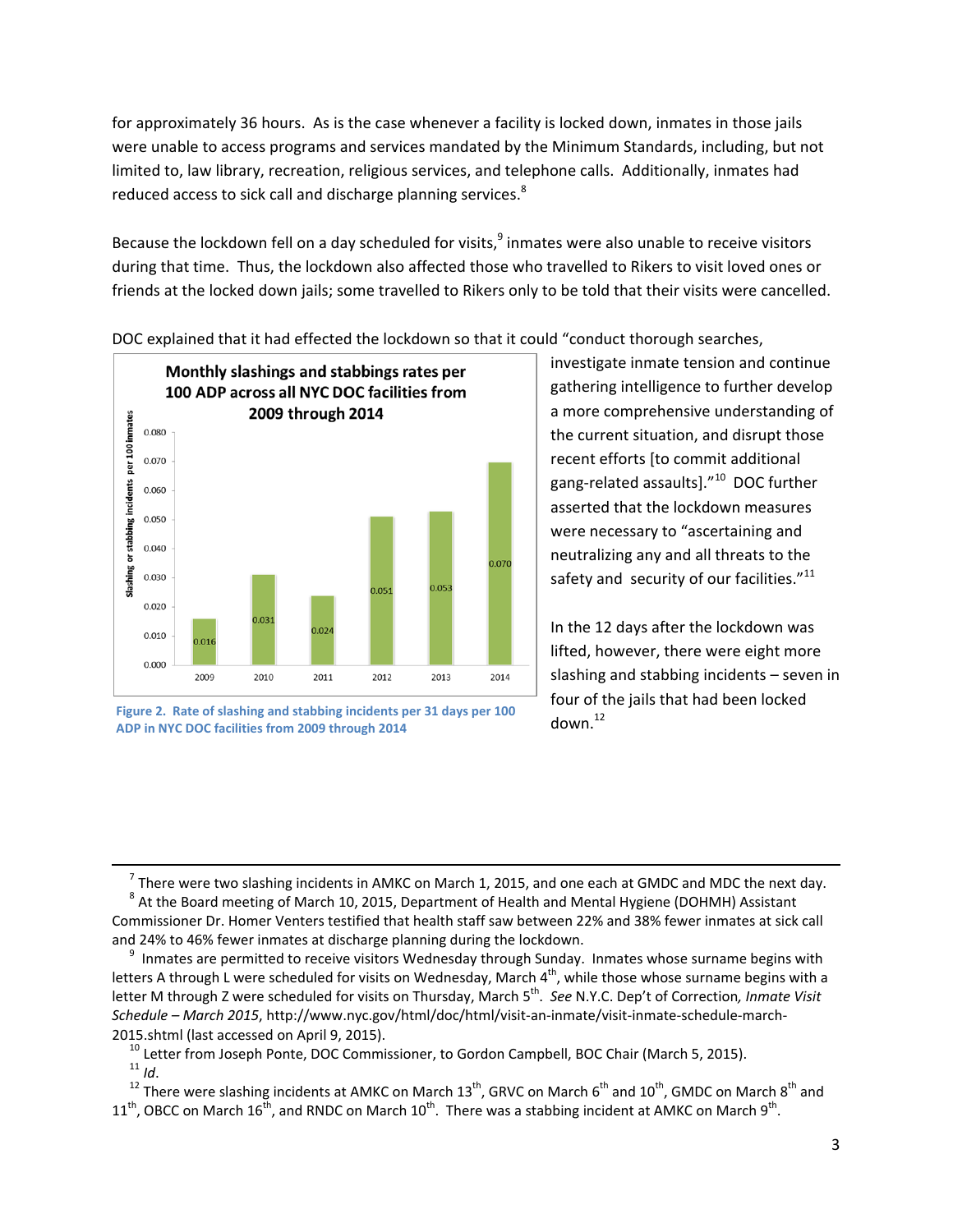for approximately 36 hours. As is the case whenever a facility is locked down, inmates in those jails were unable to access programs and services mandated by the Minimum Standards, including, but not limited to, law library, recreation, religious services, and telephone calls. Additionally, inmates had reduced access to sick call and discharge planning services.[8]

Because the lockdown fell on a day scheduled for visits,[9] inmates were also unable to receive visitors during that time. Thus, the lockdown also affected those who travelled to Rikers to visit loved ones or friends at the locked down jails; some travelled to Rikers only to be told that their visits were cancelled.

DOC explained that it had effected the lockdown so that it could "conduct thorough searches, investigate inmate tension and continue gathering intelligence to further develop a more comprehensive understanding of the current situation, and disrupt those recent efforts [to commit additional gang-related assaults]."[10] DOC further asserted that the lockdown measures were necessary to "ascertaining and neutralizing any and all threats to the safety and security of our facilities."[11]

**Monthly slashings and stabbings rates per 100 ADP across all NYC DOC facilities from 2009 through 2014**

**Figure 2. Rate of slashing and stabbing incidents per 31 days per 100 ADP in NYC DOC facilities from 2009 through 2014**

In the 12 days after the lockdown was lifted, however, there were eight more slashing and stabbing incidents – seven in four of the jails that had been locked down.[12]

---

[7] There were two slashing incidents in AMKC on March 1, 2015, and one each at GMDC and MDC the next day.

[8] At the Board meeting of March 10, 2015, Department of Health and Mental Hygiene (DOHMH) Assistant Commissioner Dr. Homer Venters testified that health staff saw between 22% and 38% fewer inmates at sick call and 24% to 46% fewer inmates at discharge planning during the lockdown.

[9] Inmates are permitted to receive visitors Wednesday through Sunday. Inmates whose surname begins with letters A through L were scheduled for visits on Wednesday, March 4th, while those whose surname begins with a letter M through Z were scheduled for visits on Thursday, March 5th. *See* N.Y.C. Dep't of Correction, *Inmate Visit Schedule – March 2015*, http://www.nyc.gov/html/doc/html/visit-an-inmate/visit-inmate-schedule-march-2015.shtml (last accessed on April 9, 2015).

[10] Letter from Joseph Ponte, DOC Commissioner, to Gordon Campbell, BOC Chair (March 5, 2015).

[11] *Id*.

[12] There were slashing incidents at AMKC on March 13th, GRVC on March 6th and 10th, GMDC on March 8th and 11th, OBCC on March 16th, and RNDC on March 10th. There was a stabbing incident at AMKC on March 9th.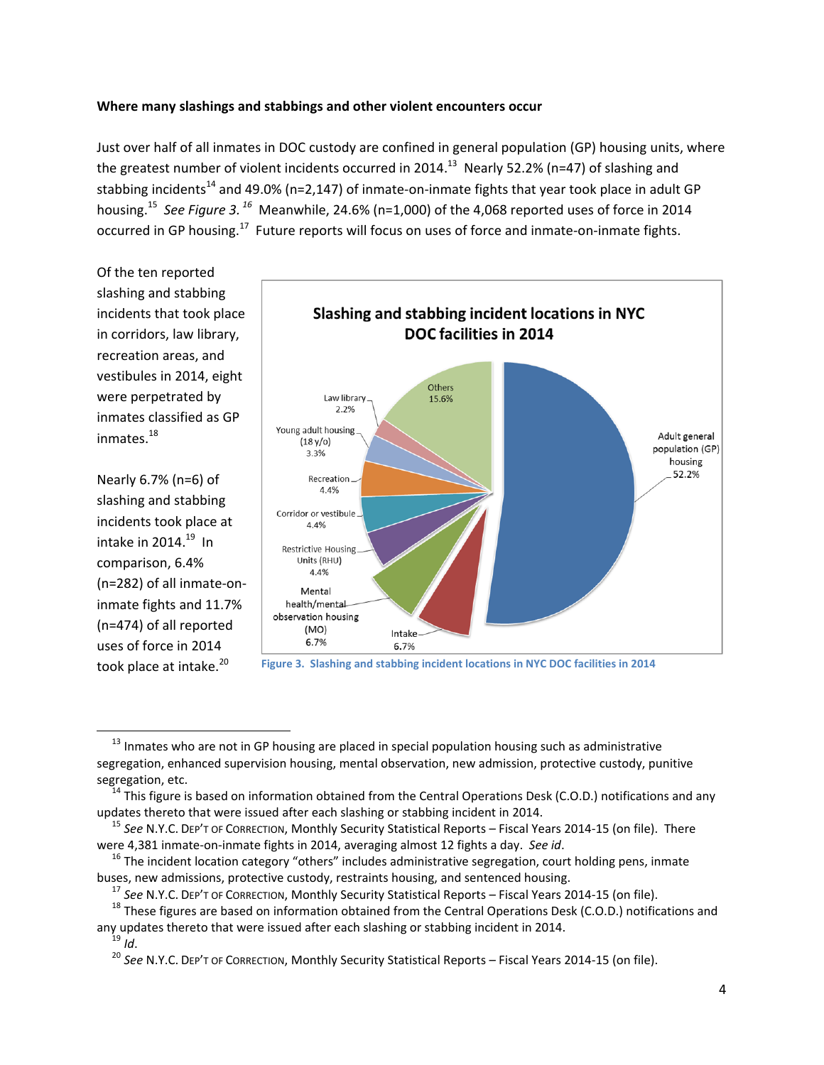**Where many slashings and stabbings and other violent encounters occur**

Just over half of all inmates in DOC custody are confined in general population (GP) housing units, where the greatest number of violent incidents occurred in 2014.[13] Nearly 52.2% (n=47) of slashing and stabbing incidents[14] and 49.0% (n=2,147) of inmate-on-inmate fights that year took place in adult GP housing.[15] *See Figure 3.*[16] Meanwhile, 24.6% (n=1,000) of the 4,068 reported uses of force in 2014 occurred in GP housing.[17] Future reports will focus on uses of force and inmate-on-inmate fights.

Of the ten reported slashing and stabbing incidents that took place in corridors, law library, recreation areas, and vestibules in 2014, eight were perpetrated by inmates classified as GP inmates.[18]

Nearly 6.7% (n=6) of slashing and stabbing incidents took place at intake in 2014.[19] In comparison, 6.4% (n=282) of all inmate-on-inmate fights and 11.7% (n=474) of all reported uses of force in 2014 took place at intake.[20]

**Slashing and stabbing incident locations in NYC DOC facilities in 2014**

| Location | Percent |
|---|---|
| Adult general population (GP) housing | 52.2% |
| Others | 15.6% |
| Law library | 2.2% |
| Young adult housing (18 y/o) | 3.3% |
| Recreation | 4.4% |
| Corridor or vestibule | 4.4% |
| Restrictive Housing Units (RHU) | 4.4% |
| Mental health/mental observation housing (MO) | 6.7% |
| Intake | 6.7% |

Figure 3. Slashing and stabbing incident locations in NYC DOC facilities in 2014

---

[13] Inmates who are not in GP housing are placed in special population housing such as administrative segregation, enhanced supervision housing, mental observation, new admission, protective custody, punitive segregation, etc.

[14] This figure is based on information obtained from the Central Operations Desk (C.O.D.) notifications and any updates thereto that were issued after each slashing or stabbing incident in 2014.

[15] *See* N.Y.C. DEP'T OF CORRECTION, Monthly Security Statistical Reports – Fiscal Years 2014-15 (on file). There were 4,381 inmate-on-inmate fights in 2014, averaging almost 12 fights a day. *See id*.

[16] The incident location category "others" includes administrative segregation, court holding pens, inmate buses, new admissions, protective custody, restraints housing, and sentenced housing.

[17] *See* N.Y.C. DEP'T OF CORRECTION, Monthly Security Statistical Reports – Fiscal Years 2014-15 (on file).

[18] These figures are based on information obtained from the Central Operations Desk (C.O.D.) notifications and any updates thereto that were issued after each slashing or stabbing incident in 2014.

[19] *Id*.

[20] *See* N.Y.C. DEP'T OF CORRECTION, Monthly Security Statistical Reports – Fiscal Years 2014-15 (on file).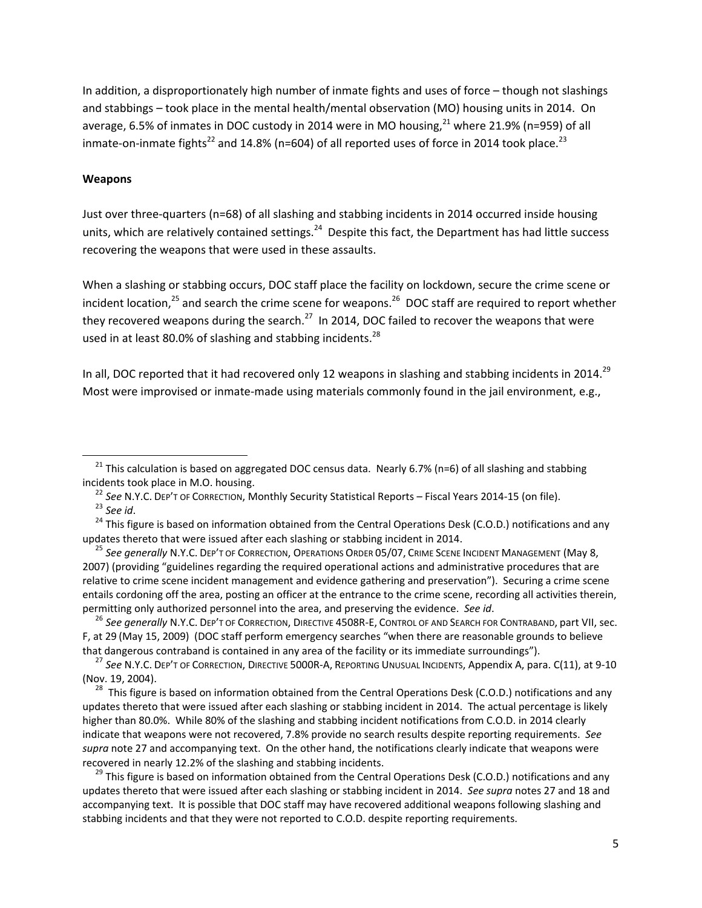In addition, a disproportionately high number of inmate fights and uses of force – though not slashings and stabbings – took place in the mental health/mental observation (MO) housing units in 2014. On average, 6.5% of inmates in DOC custody in 2014 were in MO housing,[21] where 21.9% (n=959) of all inmate-on-inmate fights[22] and 14.8% (n=604) of all reported uses of force in 2014 took place.[23]

**Weapons**

Just over three-quarters (n=68) of all slashing and stabbing incidents in 2014 occurred inside housing units, which are relatively contained settings.[24] Despite this fact, the Department has had little success recovering the weapons that were used in these assaults.

When a slashing or stabbing occurs, DOC staff place the facility on lockdown, secure the crime scene or incident location,[25] and search the crime scene for weapons.[26] DOC staff are required to report whether they recovered weapons during the search.[27] In 2014, DOC failed to recover the weapons that were used in at least 80.0% of slashing and stabbing incidents.[28]

In all, DOC reported that it had recovered only 12 weapons in slashing and stabbing incidents in 2014.[29] Most were improvised or inmate-made using materials commonly found in the jail environment, e.g.,

---

[21] This calculation is based on aggregated DOC census data. Nearly 6.7% (n=6) of all slashing and stabbing incidents took place in M.O. housing.

[22] *See* N.Y.C. DEP'T OF CORRECTION, Monthly Security Statistical Reports – Fiscal Years 2014-15 (on file).

[23] *See id*.

[24] This figure is based on information obtained from the Central Operations Desk (C.O.D.) notifications and any updates thereto that were issued after each slashing or stabbing incident in 2014.

[25] *See generally* N.Y.C. DEP'T OF CORRECTION, OPERATIONS ORDER 05/07, CRIME SCENE INCIDENT MANAGEMENT (May 8, 2007) (providing "guidelines regarding the required operational actions and administrative procedures that are relative to crime scene incident management and evidence gathering and preservation"). Securing a crime scene entails cordoning off the area, posting an officer at the entrance to the crime scene, recording all activities therein, permitting only authorized personnel into the area, and preserving the evidence. *See id*.

[26] *See generally* N.Y.C. DEP'T OF CORRECTION, DIRECTIVE 4508R-E, CONTROL OF AND SEARCH FOR CONTRABAND, part VII, sec. F, at 29 (May 15, 2009) (DOC staff perform emergency searches "when there are reasonable grounds to believe that dangerous contraband is contained in any area of the facility or its immediate surroundings").

[27] *See* N.Y.C. DEP'T OF CORRECTION, DIRECTIVE 5000R-A, REPORTING UNUSUAL INCIDENTS, Appendix A, para. C(11), at 9-10 (Nov. 19, 2004).

[28] This figure is based on information obtained from the Central Operations Desk (C.O.D.) notifications and any updates thereto that were issued after each slashing or stabbing incident in 2014. The actual percentage is likely higher than 80.0%. While 80% of the slashing and stabbing incident notifications from C.O.D. in 2014 clearly indicate that weapons were not recovered, 7.8% provide no search results despite reporting requirements. *See supra* note 27 and accompanying text. On the other hand, the notifications clearly indicate that weapons were recovered in nearly 12.2% of the slashing and stabbing incidents.

[29] This figure is based on information obtained from the Central Operations Desk (C.O.D.) notifications and any updates thereto that were issued after each slashing or stabbing incident in 2014. *See supra* notes 27 and 18 and accompanying text. It is possible that DOC staff may have recovered additional weapons following slashing and stabbing incidents and that they were not reported to C.O.D. despite reporting requirements.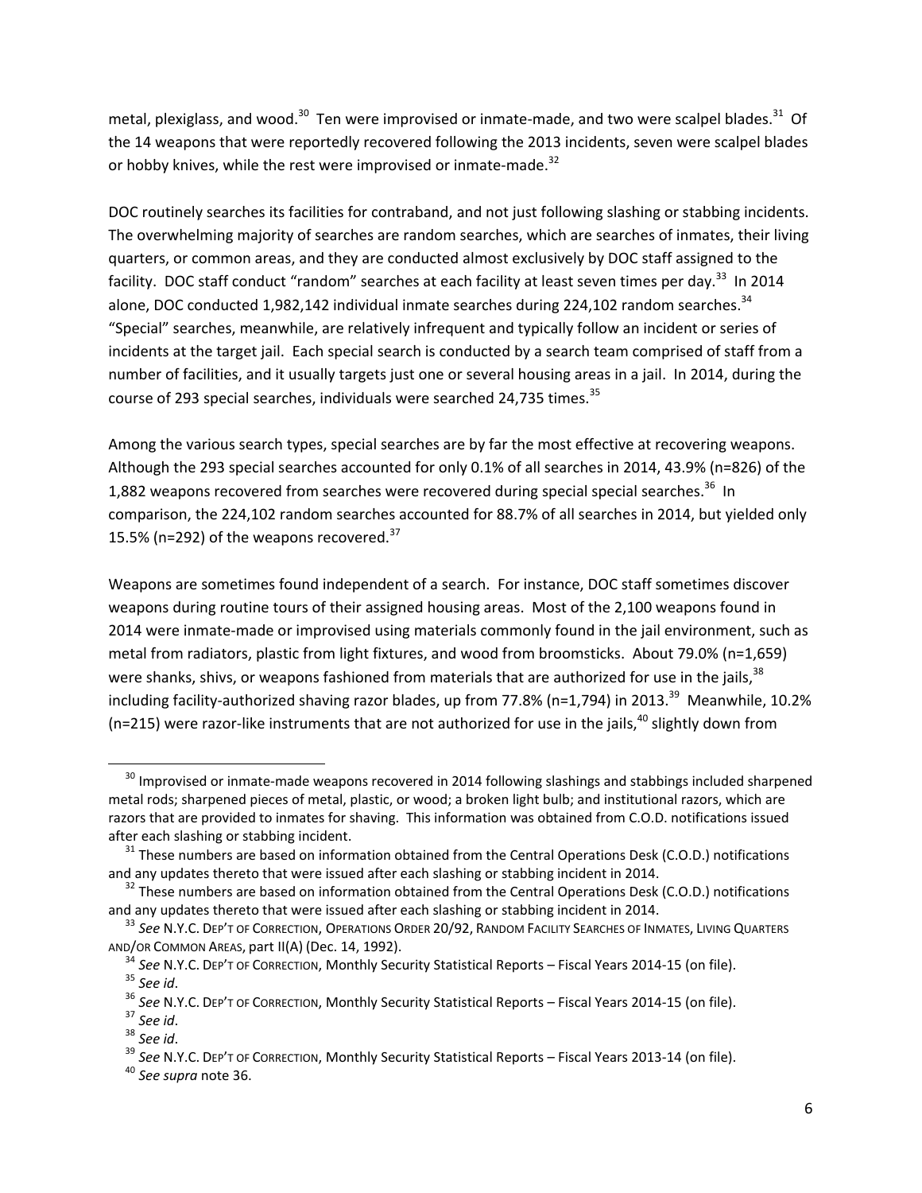metal, plexiglass, and wood.[30] Ten were improvised or inmate-made, and two were scalpel blades.[31] Of the 14 weapons that were reportedly recovered following the 2013 incidents, seven were scalpel blades or hobby knives, while the rest were improvised or inmate-made.[32]

DOC routinely searches its facilities for contraband, and not just following slashing or stabbing incidents. The overwhelming majority of searches are random searches, which are searches of inmates, their living quarters, or common areas, and they are conducted almost exclusively by DOC staff assigned to the facility. DOC staff conduct "random" searches at each facility at least seven times per day.[33] In 2014 alone, DOC conducted 1,982,142 individual inmate searches during 224,102 random searches.[34] "Special" searches, meanwhile, are relatively infrequent and typically follow an incident or series of incidents at the target jail. Each special search is conducted by a search team comprised of staff from a number of facilities, and it usually targets just one or several housing areas in a jail. In 2014, during the course of 293 special searches, individuals were searched 24,735 times.[35]

Among the various search types, special searches are by far the most effective at recovering weapons. Although the 293 special searches accounted for only 0.1% of all searches in 2014, 43.9% (n=826) of the 1,882 weapons recovered from searches were recovered during special special searches.[36] In comparison, the 224,102 random searches accounted for 88.7% of all searches in 2014, but yielded only 15.5% (n=292) of the weapons recovered.[37]

Weapons are sometimes found independent of a search. For instance, DOC staff sometimes discover weapons during routine tours of their assigned housing areas. Most of the 2,100 weapons found in 2014 were inmate-made or improvised using materials commonly found in the jail environment, such as metal from radiators, plastic from light fixtures, and wood from broomsticks. About 79.0% (n=1,659) were shanks, shivs, or weapons fashioned from materials that are authorized for use in the jails,[38] including facility-authorized shaving razor blades, up from 77.8% (n=1,794) in 2013.[39] Meanwhile, 10.2% (n=215) were razor-like instruments that are not authorized for use in the jails,[40] slightly down from

---

[30] Improvised or inmate-made weapons recovered in 2014 following slashings and stabbings included sharpened metal rods; sharpened pieces of metal, plastic, or wood; a broken light bulb; and institutional razors, which are razors that are provided to inmates for shaving. This information was obtained from C.O.D. notifications issued after each slashing or stabbing incident.

[31] These numbers are based on information obtained from the Central Operations Desk (C.O.D.) notifications and any updates thereto that were issued after each slashing or stabbing incident in 2014.

[32] These numbers are based on information obtained from the Central Operations Desk (C.O.D.) notifications and any updates thereto that were issued after each slashing or stabbing incident in 2014.

[33] *See* N.Y.C. DEP'T OF CORRECTION, OPERATIONS ORDER 20/92, RANDOM FACILITY SEARCHES OF INMATES, LIVING QUARTERS AND/OR COMMON AREAS, part II(A) (Dec. 14, 1992).

[34] *See* N.Y.C. DEP'T OF CORRECTION, Monthly Security Statistical Reports – Fiscal Years 2014-15 (on file).

[35] *See id*.

[36] *See* N.Y.C. DEP'T OF CORRECTION, Monthly Security Statistical Reports – Fiscal Years 2014-15 (on file).

[37] *See id*.

[38] *See id*.

[39] *See* N.Y.C. DEP'T OF CORRECTION, Monthly Security Statistical Reports – Fiscal Years 2013-14 (on file).

[40] *See supra* note 36.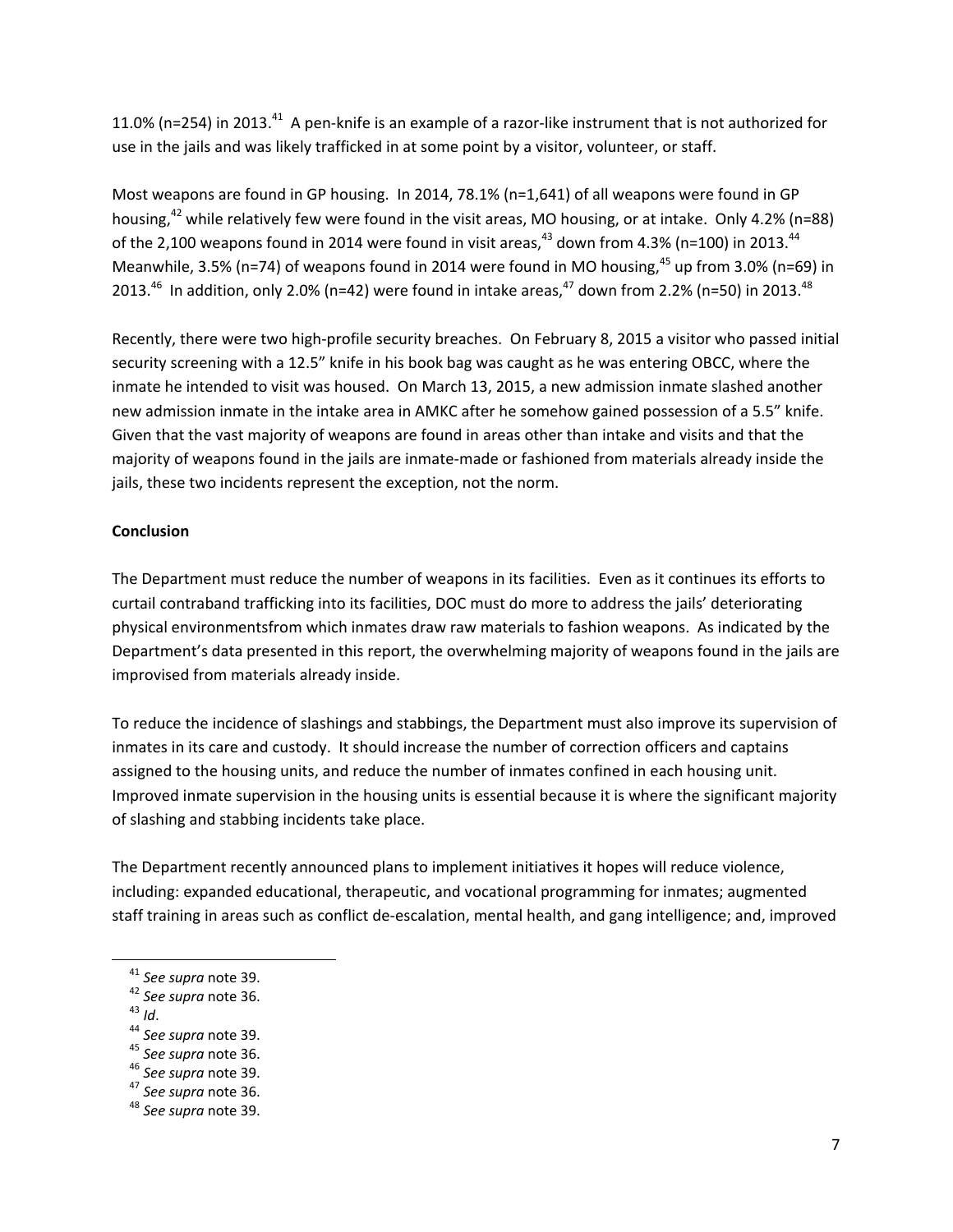11.0% (n=254) in 2013.[41] A pen-knife is an example of a razor-like instrument that is not authorized for use in the jails and was likely trafficked in at some point by a visitor, volunteer, or staff.

Most weapons are found in GP housing. In 2014, 78.1% (n=1,641) of all weapons were found in GP housing,[42] while relatively few were found in the visit areas, MO housing, or at intake. Only 4.2% (n=88) of the 2,100 weapons found in 2014 were found in visit areas,[43] down from 4.3% (n=100) in 2013.[44] Meanwhile, 3.5% (n=74) of weapons found in 2014 were found in MO housing,[45] up from 3.0% (n=69) in 2013.[46] In addition, only 2.0% (n=42) were found in intake areas,[47] down from 2.2% (n=50) in 2013.[48]

Recently, there were two high-profile security breaches. On February 8, 2015 a visitor who passed initial security screening with a 12.5" knife in his book bag was caught as he was entering OBCC, where the inmate he intended to visit was housed. On March 13, 2015, a new admission inmate slashed another new admission inmate in the intake area in AMKC after he somehow gained possession of a 5.5" knife. Given that the vast majority of weapons are found in areas other than intake and visits and that the majority of weapons found in the jails are inmate-made or fashioned from materials already inside the jails, these two incidents represent the exception, not the norm.

**Conclusion**

The Department must reduce the number of weapons in its facilities. Even as it continues its efforts to curtail contraband trafficking into its facilities, DOC must do more to address the jails' deteriorating physical environmentsfrom which inmates draw raw materials to fashion weapons. As indicated by the Department's data presented in this report, the overwhelming majority of weapons found in the jails are improvised from materials already inside.

To reduce the incidence of slashings and stabbings, the Department must also improve its supervision of inmates in its care and custody. It should increase the number of correction officers and captains assigned to the housing units, and reduce the number of inmates confined in each housing unit. Improved inmate supervision in the housing units is essential because it is where the significant majority of slashing and stabbing incidents take place.

The Department recently announced plans to implement initiatives it hopes will reduce violence, including: expanded educational, therapeutic, and vocational programming for inmates; augmented staff training in areas such as conflict de-escalation, mental health, and gang intelligence; and, improved

---

[41] *See supra* note 39.
[42] *See supra* note 36.
[43] *Id*.
[44] *See supra* note 39.
[45] *See supra* note 36.
[46] *See supra* note 39.
[47] *See supra* note 36.
[48] *See supra* note 39.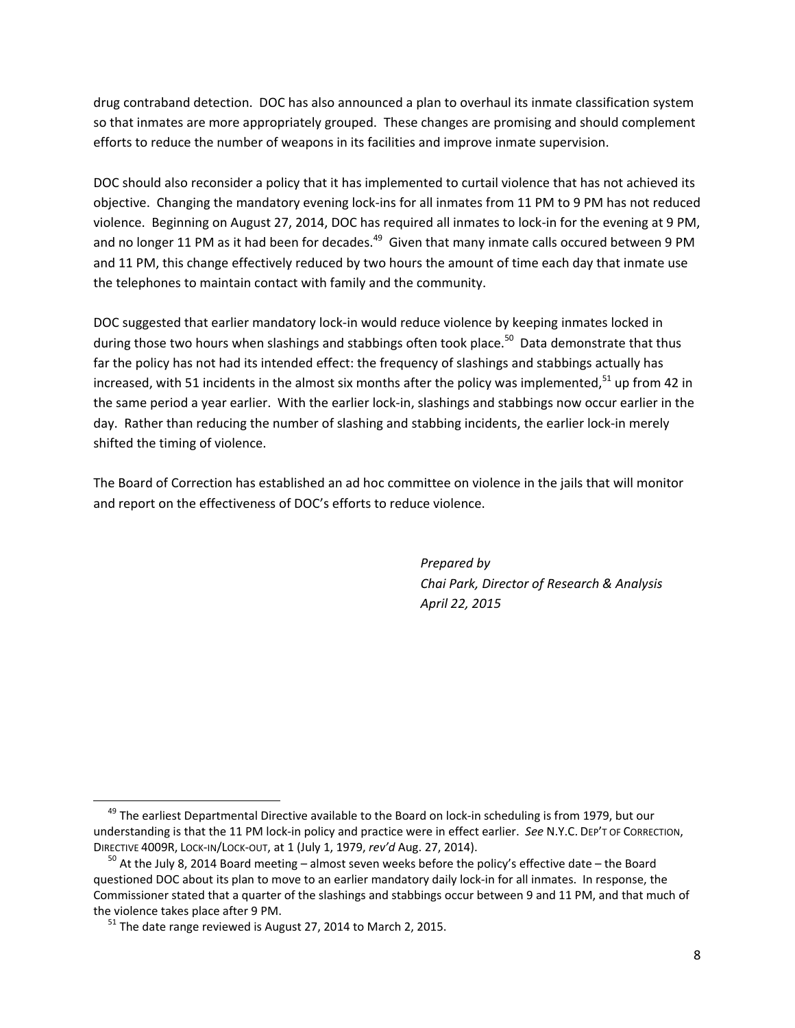drug contraband detection. DOC has also announced a plan to overhaul its inmate classification system so that inmates are more appropriately grouped. These changes are promising and should complement efforts to reduce the number of weapons in its facilities and improve inmate supervision.

DOC should also reconsider a policy that it has implemented to curtail violence that has not achieved its objective. Changing the mandatory evening lock-ins for all inmates from 11 PM to 9 PM has not reduced violence. Beginning on August 27, 2014, DOC has required all inmates to lock-in for the evening at 9 PM, and no longer 11 PM as it had been for decades.[49] Given that many inmate calls occured between 9 PM and 11 PM, this change effectively reduced by two hours the amount of time each day that inmate use the telephones to maintain contact with family and the community.

DOC suggested that earlier mandatory lock-in would reduce violence by keeping inmates locked in during those two hours when slashings and stabbings often took place.[50] Data demonstrate that thus far the policy has not had its intended effect: the frequency of slashings and stabbings actually has increased, with 51 incidents in the almost six months after the policy was implemented,[51] up from 42 in the same period a year earlier. With the earlier lock-in, slashings and stabbings now occur earlier in the day. Rather than reducing the number of slashing and stabbing incidents, the earlier lock-in merely shifted the timing of violence.

The Board of Correction has established an ad hoc committee on violence in the jails that will monitor and report on the effectiveness of DOC's efforts to reduce violence.

*Prepared by*
*Chai Park, Director of Research & Analysis*
*April 22, 2015*

---

[49] The earliest Departmental Directive available to the Board on lock-in scheduling is from 1979, but our understanding is that the 11 PM lock-in policy and practice were in effect earlier. *See* N.Y.C. DEP'T OF CORRECTION, DIRECTIVE 4009R, LOCK-IN/LOCK-OUT, at 1 (July 1, 1979, *rev'd* Aug. 27, 2014).

[50] At the July 8, 2014 Board meeting – almost seven weeks before the policy's effective date – the Board questioned DOC about its plan to move to an earlier mandatory daily lock-in for all inmates. In response, the Commissioner stated that a quarter of the slashings and stabbings occur between 9 and 11 PM, and that much of the violence takes place after 9 PM.

[51] The date range reviewed is August 27, 2014 to March 2, 2015.